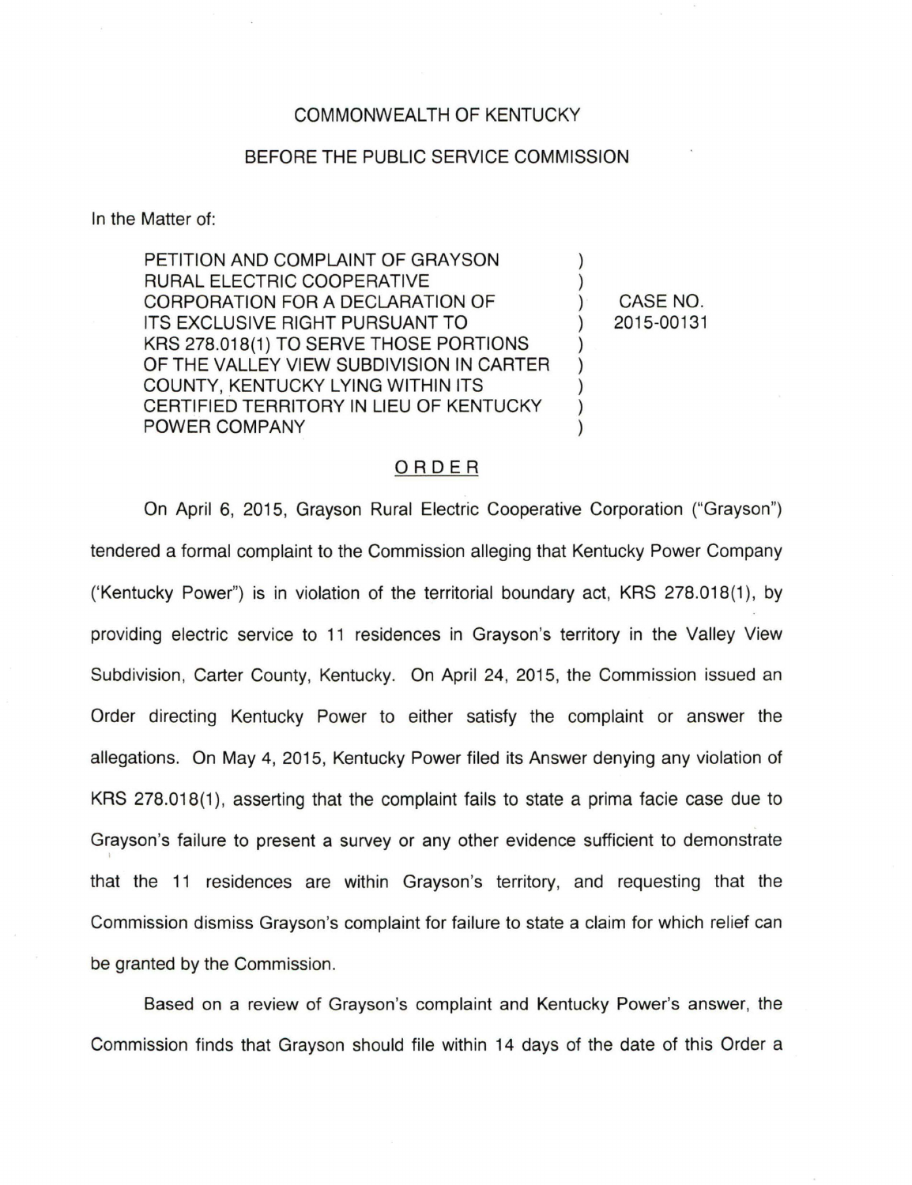COMMONWEALTH OF KENTUCKY

BEFORE THE PUBLIC SERVICE COMMISSION

In the Matter of:

| | | |
|---|---|---|
| PETITION AND COMPLAINT OF GRAYSON RURAL ELECTRIC COOPERATIVE CORPORATION FOR A DECLARATION OF ITS EXCLUSIVE RIGHT PURSUANT TO KRS 278.018(1) TO SERVE THOSE PORTIONS OF THE VALLEY VIEW SUBDIVISION IN CARTER COUNTY, KENTUCKY LYING WITHIN ITS CERTIFIED TERRITORY IN LIEU OF KENTUCKY POWER COMPANY | ) | CASE NO. 2015-00131 |

## ORDER

On April 6, 2015, Grayson Rural Electric Cooperative Corporation ("Grayson") tendered a formal complaint to the Commission alleging that Kentucky Power Company ('Kentucky Power") is in violation of the territorial boundary act, KRS 278.018(1), by providing electric service to 11 residences in Grayson's territory in the Valley View Subdivision, Carter County, Kentucky. On April 24, 2015, the Commission issued an Order directing Kentucky Power to either satisfy the complaint or answer the allegations. On May 4, 2015, Kentucky Power filed its Answer denying any violation of KRS 278.018(1), asserting that the complaint fails to state a prima facie case due to Grayson's failure to present a survey or any other evidence sufficient to demonstrate that the 11 residences are within Grayson's territory, and requesting that the Commission dismiss Grayson's complaint for failure to state a claim for which relief can be granted by the Commission.

Based on a review of Grayson's complaint and Kentucky Power's answer, the Commission finds that Grayson should file within 14 days of the date of this Order a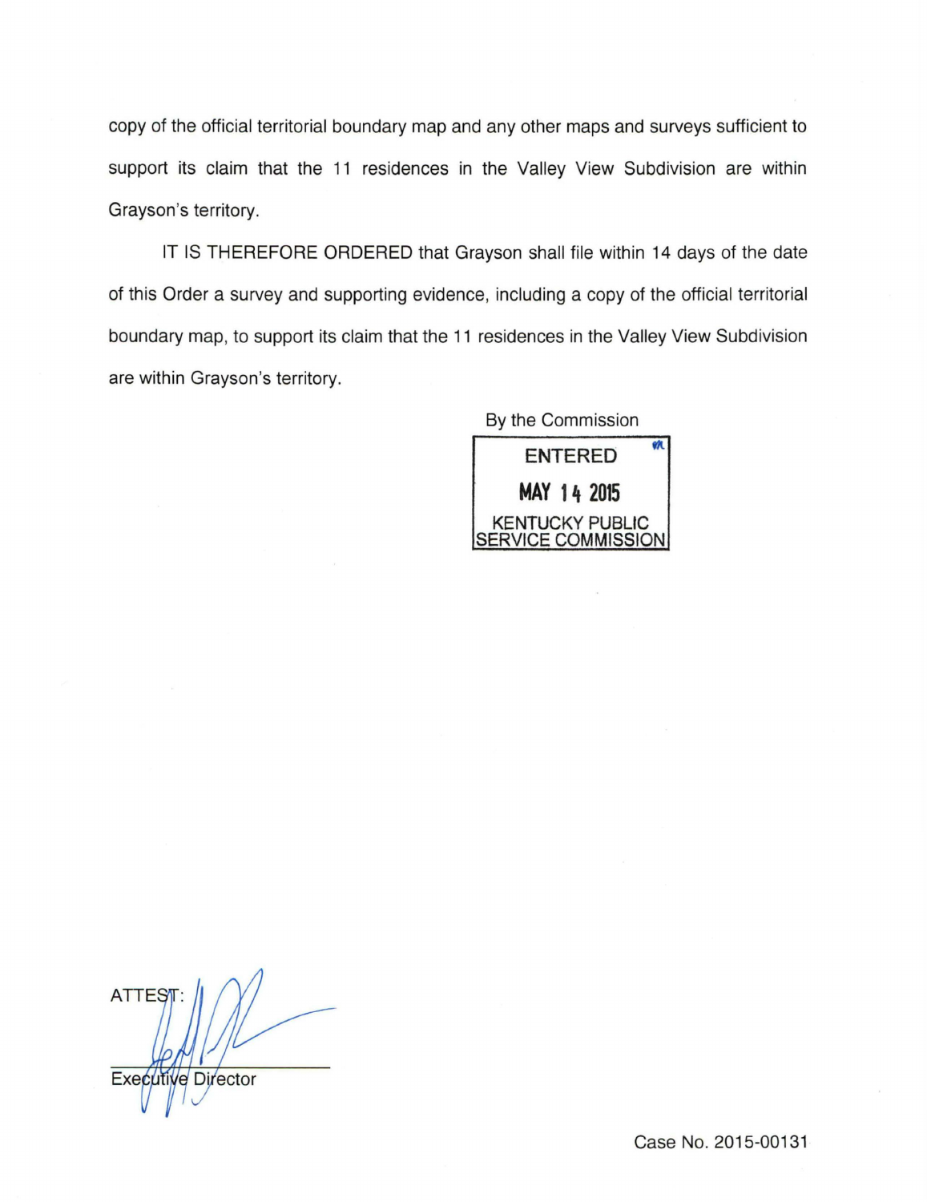copy of the official territorial boundary map and any other maps and surveys sufficient to support its claim that the 11 residences in the Valley View Subdivision are within Grayson's territory.

IT IS THEREFORE ORDERED that Grayson shall file within 14 days of the date of this Order a survey and supporting evidence, including a copy of the official territorial boundary map, to support its claim that the 11 residences in the Valley View Subdivision are within Grayson's territory.

By the Commission

ENTERED
MAY 14 2015
KENTUCKY PUBLIC SERVICE COMMISSION

ATTEST:

Executive Director

Case No. 2015-00131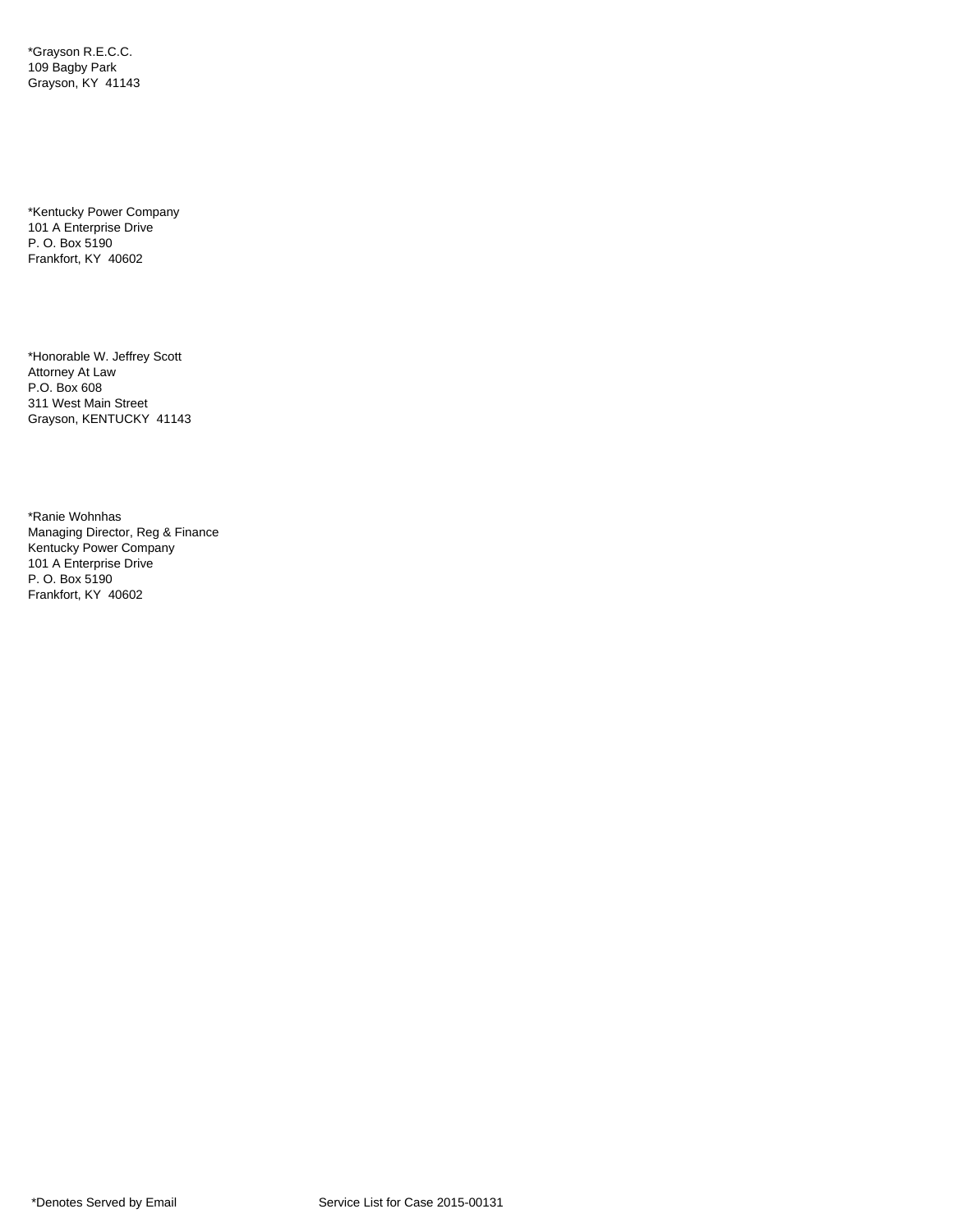*Grayson R.E.C.C.
109 Bagby Park
Grayson, KY  41143

*Kentucky Power Company
101 A Enterprise Drive
P. O. Box 5190
Frankfort, KY  40602

*Honorable W. Jeffrey Scott
Attorney At Law
P.O. Box 608
311 West Main Street
Grayson, KENTUCKY  41143

*Ranie Wohnhas
Managing Director, Reg & Finance
Kentucky Power Company
101 A Enterprise Drive
P. O. Box 5190
Frankfort, KY  40602

*Denotes Served by Email

Service List for Case 2015-00131